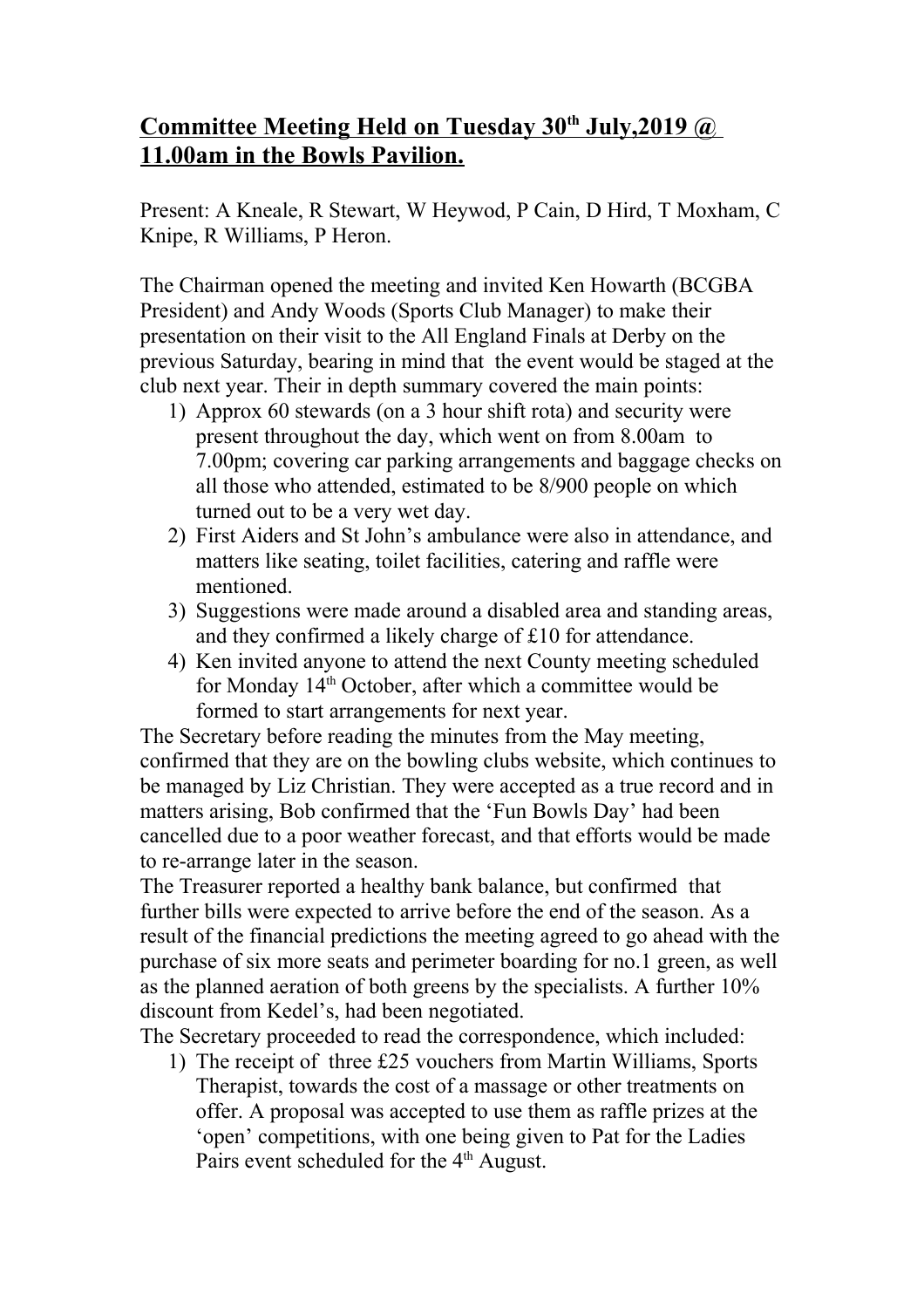# **Committee Meeting Held on Tuesday 30th July,2019 @ 11.00am in the Bowls Pavilion.**

Present: A Kneale, R Stewart, W Heywod, P Cain, D Hird, T Moxham, C Knipe, R Williams, P Heron.

The Chairman opened the meeting and invited Ken Howarth (BCGBA President) and Andy Woods (Sports Club Manager) to make their presentation on their visit to the All England Finals at Derby on the previous Saturday, bearing in mind that the event would be staged at the club next year. Their in depth summary covered the main points:

1) Approx 60 stewards (on a 3 hour shift rota) and security were present throughout the day, which went on from 8.00am to 7.00pm; covering car parking arrangements and baggage checks on all those who attended, estimated to be 8/900 people on which turned out to be a very wet day.
2) First Aiders and St John's ambulance were also in attendance, and matters like seating, toilet facilities, catering and raffle were mentioned.
3) Suggestions were made around a disabled area and standing areas, and they confirmed a likely charge of £10 for attendance.
4) Ken invited anyone to attend the next County meeting scheduled for Monday 14th October, after which a committee would be formed to start arrangements for next year.

The Secretary before reading the minutes from the May meeting, confirmed that they are on the bowling clubs website, which continues to be managed by Liz Christian. They were accepted as a true record and in matters arising, Bob confirmed that the 'Fun Bowls Day' had been cancelled due to a poor weather forecast, and that efforts would be made to re-arrange later in the season.

The Treasurer reported a healthy bank balance, but confirmed that further bills were expected to arrive before the end of the season. As a result of the financial predictions the meeting agreed to go ahead with the purchase of six more seats and perimeter boarding for no.1 green, as well as the planned aeration of both greens by the specialists. A further 10% discount from Kedel's, had been negotiated.

The Secretary proceeded to read the correspondence, which included:

1) The receipt of three £25 vouchers from Martin Williams, Sports Therapist, towards the cost of a massage or other treatments on offer. A proposal was accepted to use them as raffle prizes at the 'open' competitions, with one being given to Pat for the Ladies Pairs event scheduled for the 4th August.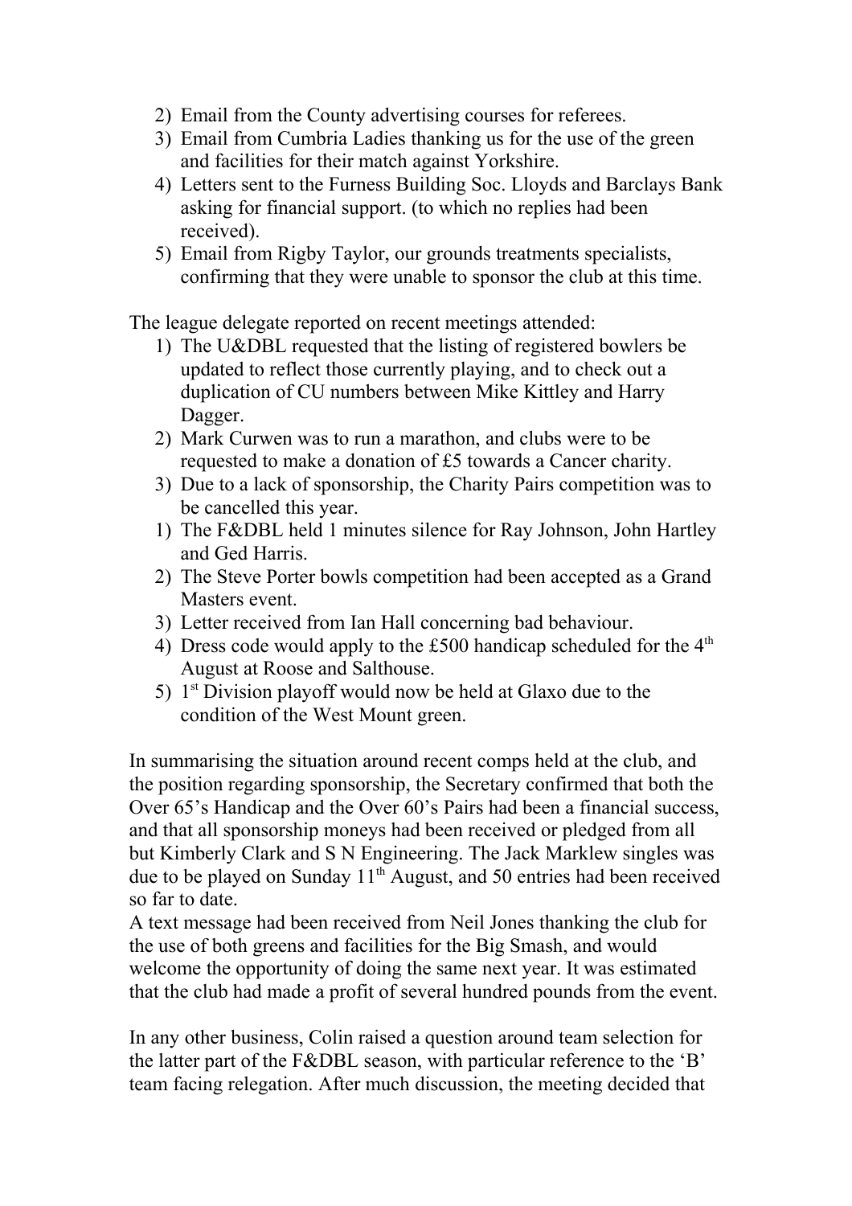2) Email from the County advertising courses for referees.
3) Email from Cumbria Ladies thanking us for the use of the green and facilities for their match against Yorkshire.
4) Letters sent to the Furness Building Soc. Lloyds and Barclays Bank asking for financial support. (to which no replies had been received).
5) Email from Rigby Taylor, our grounds treatments specialists, confirming that they were unable to sponsor the club at this time.

The league delegate reported on recent meetings attended:

1) The U&DBL requested that the listing of registered bowlers be updated to reflect those currently playing, and to check out a duplication of CU numbers between Mike Kittley and Harry Dagger.
2) Mark Curwen was to run a marathon, and clubs were to be requested to make a donation of £5 towards a Cancer charity.
3) Due to a lack of sponsorship, the Charity Pairs competition was to be cancelled this year.

1) The F&DBL held 1 minutes silence for Ray Johnson, John Hartley and Ged Harris.
2) The Steve Porter bowls competition had been accepted as a Grand Masters event.
3) Letter received from Ian Hall concerning bad behaviour.
4) Dress code would apply to the £500 handicap scheduled for the 4th August at Roose and Salthouse.
5) 1st Division playoff would now be held at Glaxo due to the condition of the West Mount green.

In summarising the situation around recent comps held at the club, and the position regarding sponsorship, the Secretary confirmed that both the Over 65's Handicap and the Over 60's Pairs had been a financial success, and that all sponsorship moneys had been received or pledged from all but Kimberly Clark and S N Engineering. The Jack Marklew singles was due to be played on Sunday 11th August, and 50 entries had been received so far to date.
A text message had been received from Neil Jones thanking the club for the use of both greens and facilities for the Big Smash, and would welcome the opportunity of doing the same next year. It was estimated that the club had made a profit of several hundred pounds from the event.

In any other business, Colin raised a question around team selection for the latter part of the F&DBL season, with particular reference to the 'B' team facing relegation. After much discussion, the meeting decided that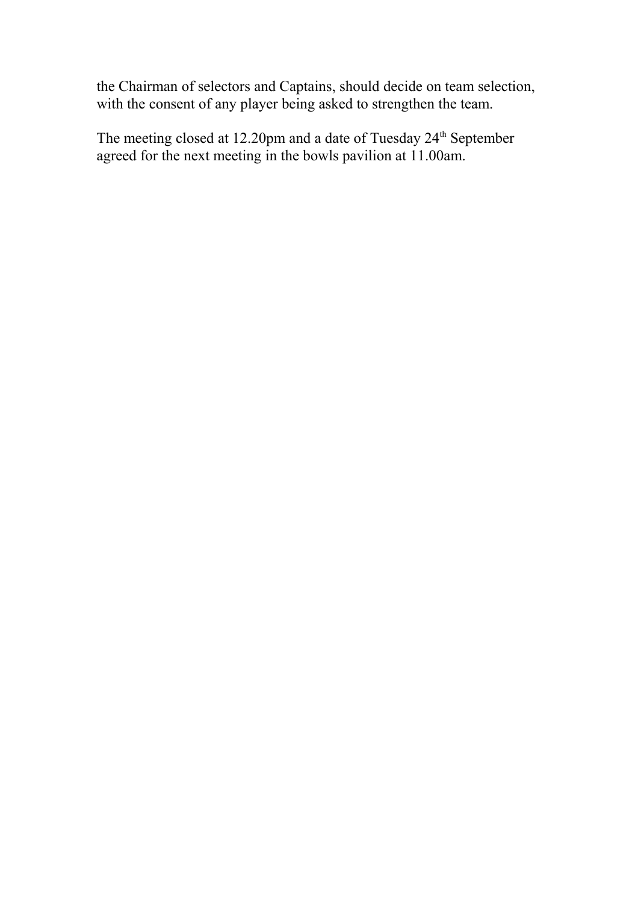the Chairman of selectors and Captains, should decide on team selection, with the consent of any player being asked to strengthen the team.

The meeting closed at 12.20pm and a date of Tuesday 24th September agreed for the next meeting in the bowls pavilion at 11.00am.